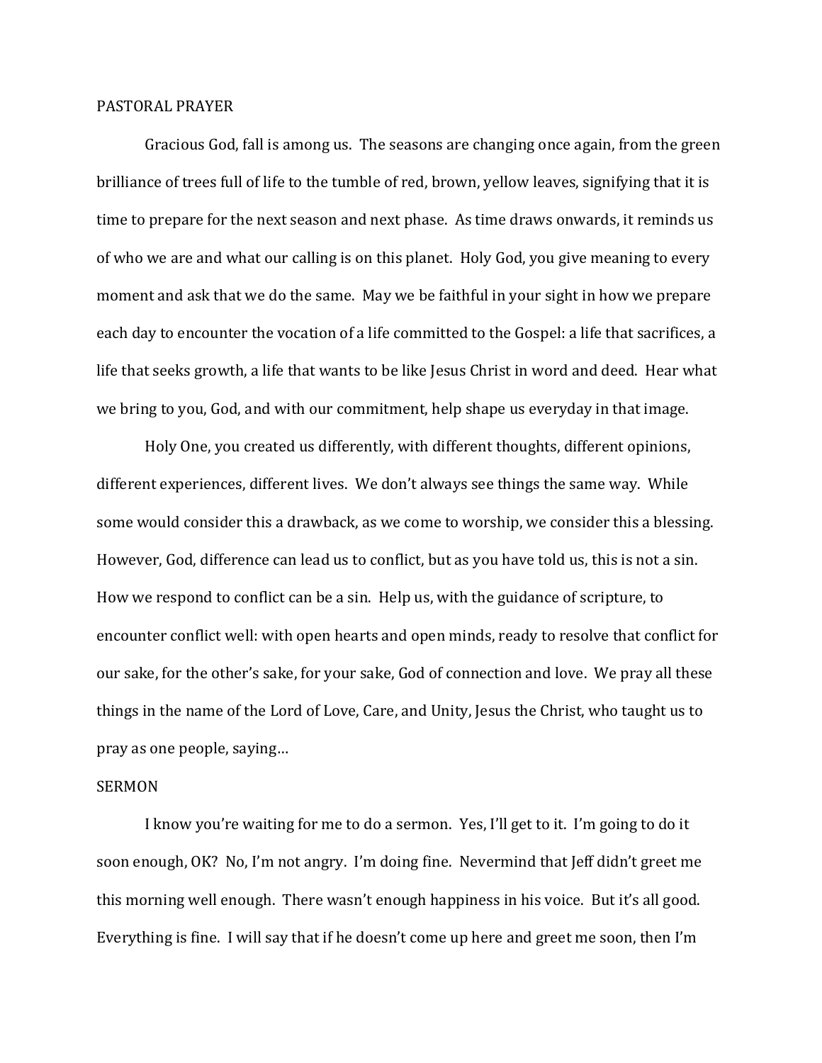PASTORAL PRAYER

Gracious God, fall is among us. The seasons are changing once again, from the green brilliance of trees full of life to the tumble of red, brown, yellow leaves, signifying that it is time to prepare for the next season and next phase. As time draws onwards, it reminds us of who we are and what our calling is on this planet. Holy God, you give meaning to every moment and ask that we do the same. May we be faithful in your sight in how we prepare each day to encounter the vocation of a life committed to the Gospel: a life that sacrifices, a life that seeks growth, a life that wants to be like Jesus Christ in word and deed. Hear what we bring to you, God, and with our commitment, help shape us everyday in that image.

Holy One, you created us differently, with different thoughts, different opinions, different experiences, different lives. We don't always see things the same way. While some would consider this a drawback, as we come to worship, we consider this a blessing. However, God, difference can lead us to conflict, but as you have told us, this is not a sin. How we respond to conflict can be a sin. Help us, with the guidance of scripture, to encounter conflict well: with open hearts and open minds, ready to resolve that conflict for our sake, for the other's sake, for your sake, God of connection and love. We pray all these things in the name of the Lord of Love, Care, and Unity, Jesus the Christ, who taught us to pray as one people, saying…

SERMON

I know you're waiting for me to do a sermon. Yes, I'll get to it. I'm going to do it soon enough, OK? No, I'm not angry. I'm doing fine. Nevermind that Jeff didn't greet me this morning well enough. There wasn't enough happiness in his voice. But it's all good. Everything is fine. I will say that if he doesn't come up here and greet me soon, then I'm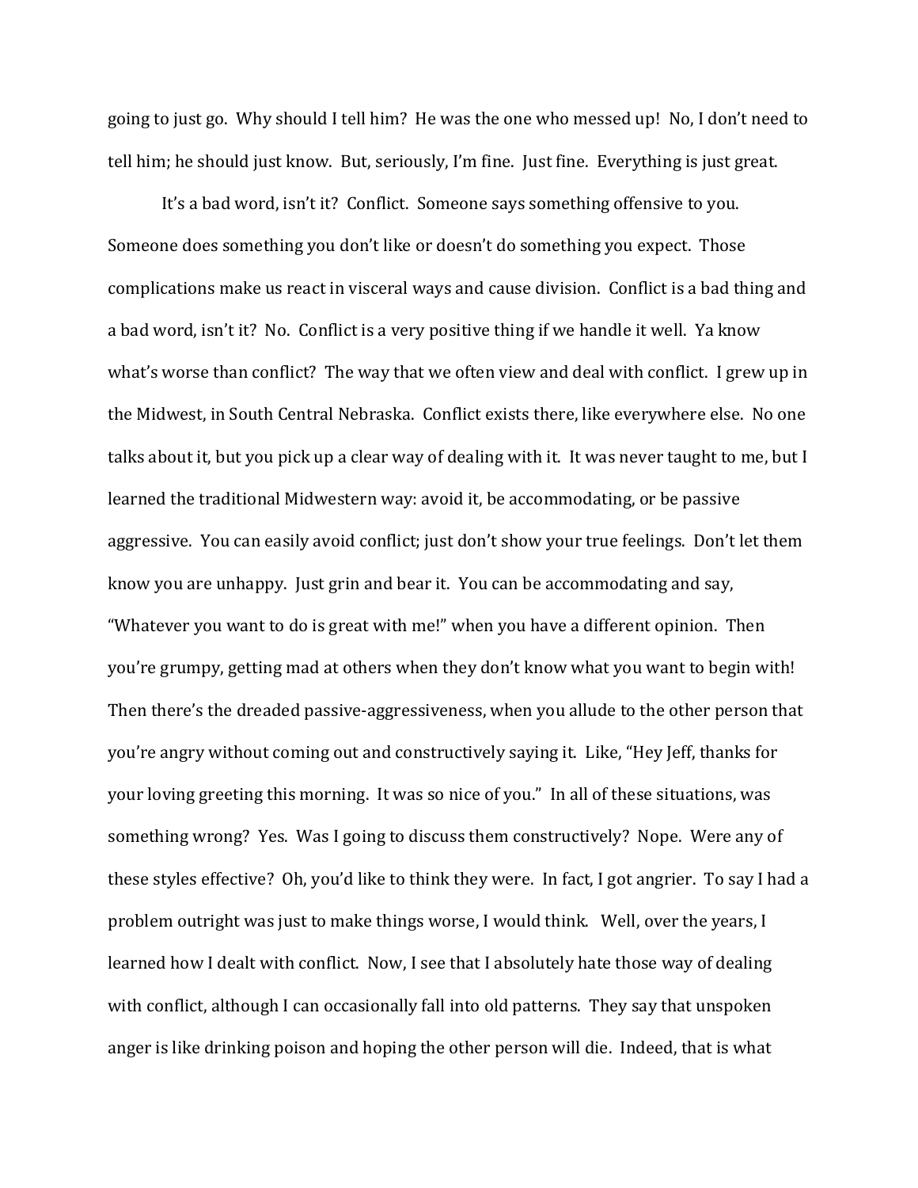going to just go. Why should I tell him? He was the one who messed up! No, I don't need to tell him; he should just know. But, seriously, I'm fine. Just fine. Everything is just great.

It's a bad word, isn't it? Conflict. Someone says something offensive to you. Someone does something you don't like or doesn't do something you expect. Those complications make us react in visceral ways and cause division. Conflict is a bad thing and a bad word, isn't it? No. Conflict is a very positive thing if we handle it well. Ya know what's worse than conflict? The way that we often view and deal with conflict. I grew up in the Midwest, in South Central Nebraska. Conflict exists there, like everywhere else. No one talks about it, but you pick up a clear way of dealing with it. It was never taught to me, but I learned the traditional Midwestern way: avoid it, be accommodating, or be passive aggressive. You can easily avoid conflict; just don't show your true feelings. Don't let them know you are unhappy. Just grin and bear it. You can be accommodating and say, "Whatever you want to do is great with me!" when you have a different opinion. Then you're grumpy, getting mad at others when they don't know what you want to begin with! Then there's the dreaded passive-aggressiveness, when you allude to the other person that you're angry without coming out and constructively saying it. Like, "Hey Jeff, thanks for your loving greeting this morning. It was so nice of you." In all of these situations, was something wrong? Yes. Was I going to discuss them constructively? Nope. Were any of these styles effective? Oh, you'd like to think they were. In fact, I got angrier. To say I had a problem outright was just to make things worse, I would think. Well, over the years, I learned how I dealt with conflict. Now, I see that I absolutely hate those way of dealing with conflict, although I can occasionally fall into old patterns. They say that unspoken anger is like drinking poison and hoping the other person will die. Indeed, that is what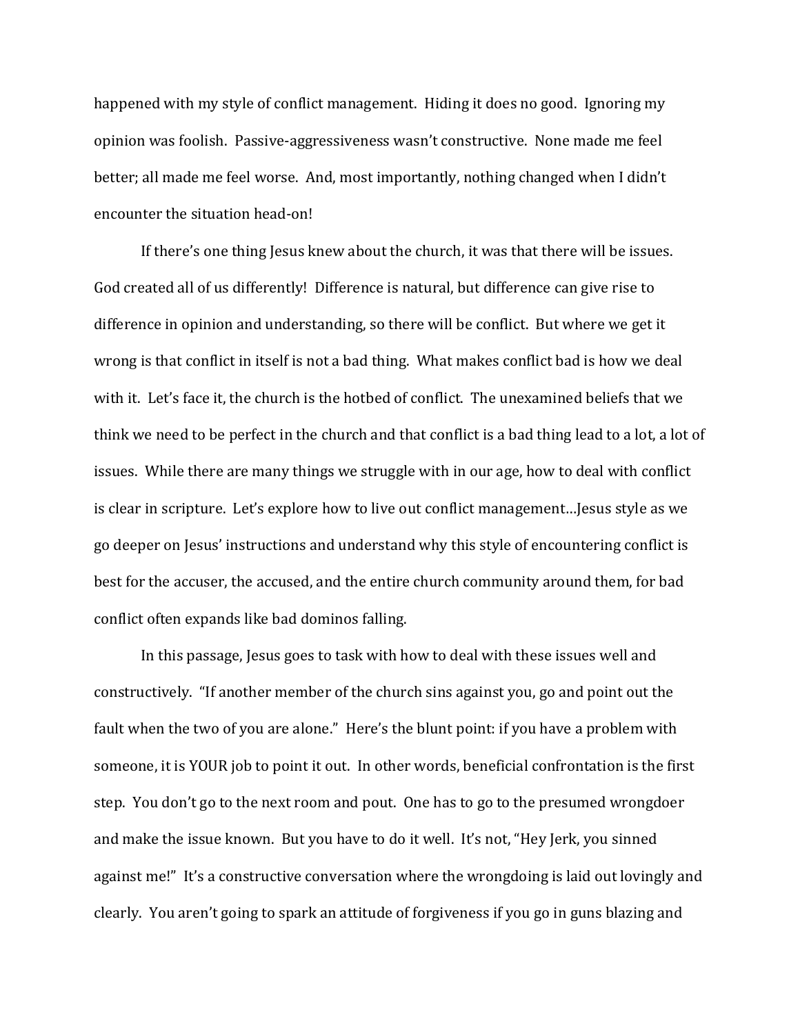happened with my style of conflict management. Hiding it does no good. Ignoring my opinion was foolish. Passive-aggressiveness wasn't constructive. None made me feel better; all made me feel worse. And, most importantly, nothing changed when I didn't encounter the situation head-on!

If there's one thing Jesus knew about the church, it was that there will be issues. God created all of us differently! Difference is natural, but difference can give rise to difference in opinion and understanding, so there will be conflict. But where we get it wrong is that conflict in itself is not a bad thing. What makes conflict bad is how we deal with it. Let's face it, the church is the hotbed of conflict. The unexamined beliefs that we think we need to be perfect in the church and that conflict is a bad thing lead to a lot, a lot of issues. While there are many things we struggle with in our age, how to deal with conflict is clear in scripture. Let's explore how to live out conflict management…Jesus style as we go deeper on Jesus' instructions and understand why this style of encountering conflict is best for the accuser, the accused, and the entire church community around them, for bad conflict often expands like bad dominos falling.

In this passage, Jesus goes to task with how to deal with these issues well and constructively. "If another member of the church sins against you, go and point out the fault when the two of you are alone." Here's the blunt point: if you have a problem with someone, it is YOUR job to point it out. In other words, beneficial confrontation is the first step. You don't go to the next room and pout. One has to go to the presumed wrongdoer and make the issue known. But you have to do it well. It's not, "Hey Jerk, you sinned against me!" It's a constructive conversation where the wrongdoing is laid out lovingly and clearly. You aren't going to spark an attitude of forgiveness if you go in guns blazing and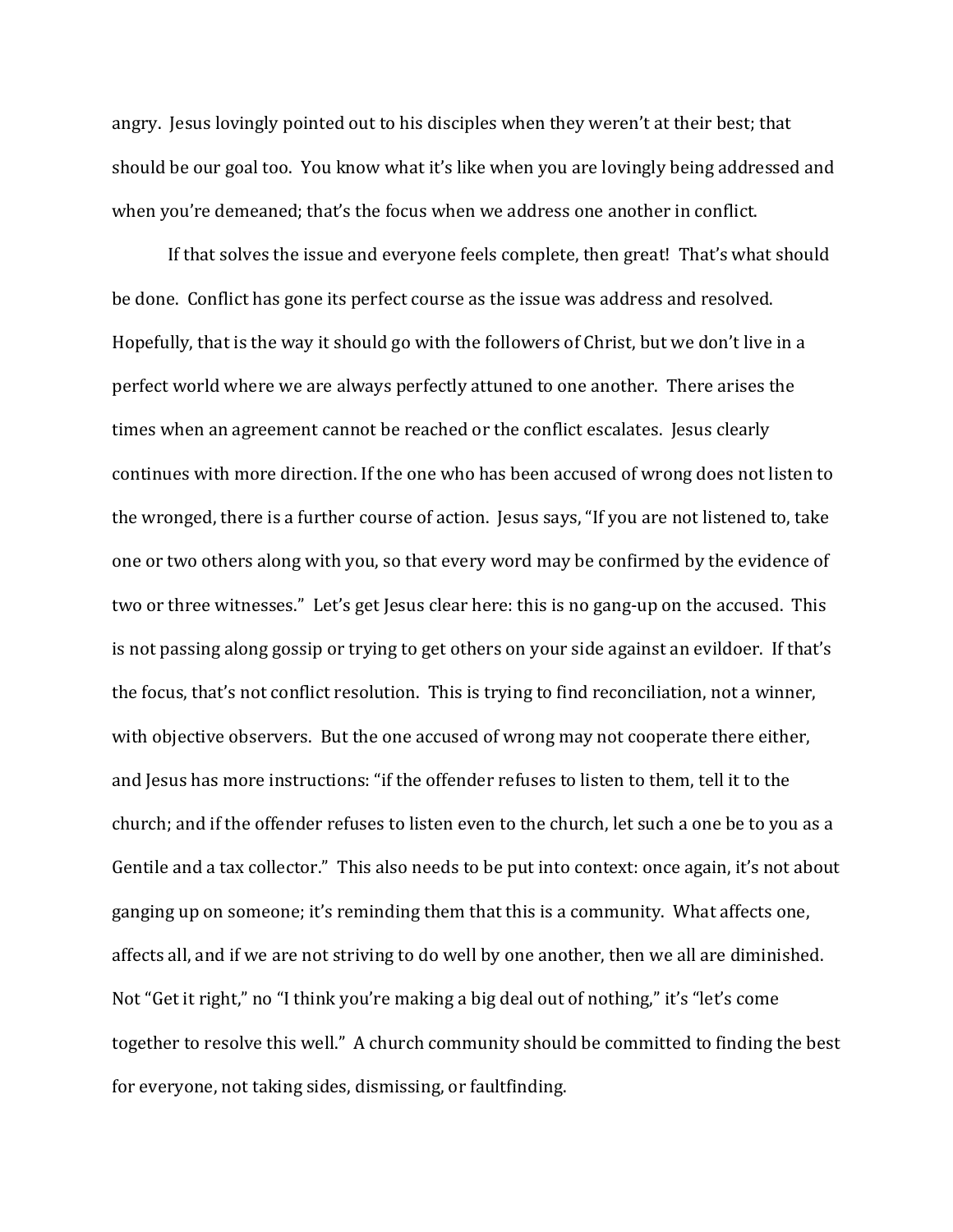angry. Jesus lovingly pointed out to his disciples when they weren't at their best; that should be our goal too. You know what it's like when you are lovingly being addressed and when you're demeaned; that's the focus when we address one another in conflict.

If that solves the issue and everyone feels complete, then great! That's what should be done. Conflict has gone its perfect course as the issue was address and resolved. Hopefully, that is the way it should go with the followers of Christ, but we don't live in a perfect world where we are always perfectly attuned to one another. There arises the times when an agreement cannot be reached or the conflict escalates. Jesus clearly continues with more direction. If the one who has been accused of wrong does not listen to the wronged, there is a further course of action. Jesus says, "If you are not listened to, take one or two others along with you, so that every word may be confirmed by the evidence of two or three witnesses." Let's get Jesus clear here: this is no gang-up on the accused. This is not passing along gossip or trying to get others on your side against an evildoer. If that's the focus, that's not conflict resolution. This is trying to find reconciliation, not a winner, with objective observers. But the one accused of wrong may not cooperate there either, and Jesus has more instructions: "if the offender refuses to listen to them, tell it to the church; and if the offender refuses to listen even to the church, let such a one be to you as a Gentile and a tax collector." This also needs to be put into context: once again, it's not about ganging up on someone; it's reminding them that this is a community. What affects one, affects all, and if we are not striving to do well by one another, then we all are diminished. Not "Get it right," no "I think you're making a big deal out of nothing," it's "let's come together to resolve this well." A church community should be committed to finding the best for everyone, not taking sides, dismissing, or faultfinding.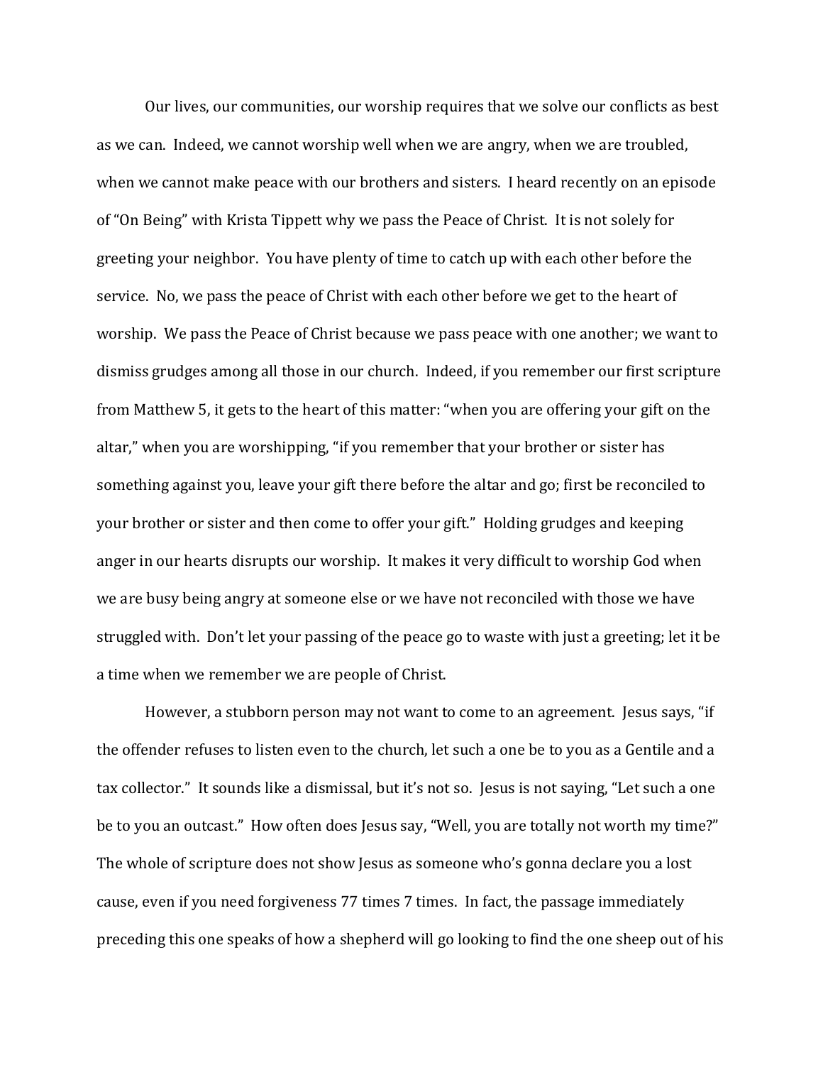Our lives, our communities, our worship requires that we solve our conflicts as best as we can. Indeed, we cannot worship well when we are angry, when we are troubled, when we cannot make peace with our brothers and sisters. I heard recently on an episode of "On Being" with Krista Tippett why we pass the Peace of Christ. It is not solely for greeting your neighbor. You have plenty of time to catch up with each other before the service. No, we pass the peace of Christ with each other before we get to the heart of worship. We pass the Peace of Christ because we pass peace with one another; we want to dismiss grudges among all those in our church. Indeed, if you remember our first scripture from Matthew 5, it gets to the heart of this matter: "when you are offering your gift on the altar," when you are worshipping, "if you remember that your brother or sister has something against you, leave your gift there before the altar and go; first be reconciled to your brother or sister and then come to offer your gift." Holding grudges and keeping anger in our hearts disrupts our worship. It makes it very difficult to worship God when we are busy being angry at someone else or we have not reconciled with those we have struggled with. Don't let your passing of the peace go to waste with just a greeting; let it be a time when we remember we are people of Christ.

However, a stubborn person may not want to come to an agreement. Jesus says, "if the offender refuses to listen even to the church, let such a one be to you as a Gentile and a tax collector." It sounds like a dismissal, but it's not so. Jesus is not saying, "Let such a one be to you an outcast." How often does Jesus say, "Well, you are totally not worth my time?" The whole of scripture does not show Jesus as someone who's gonna declare you a lost cause, even if you need forgiveness 77 times 7 times. In fact, the passage immediately preceding this one speaks of how a shepherd will go looking to find the one sheep out of his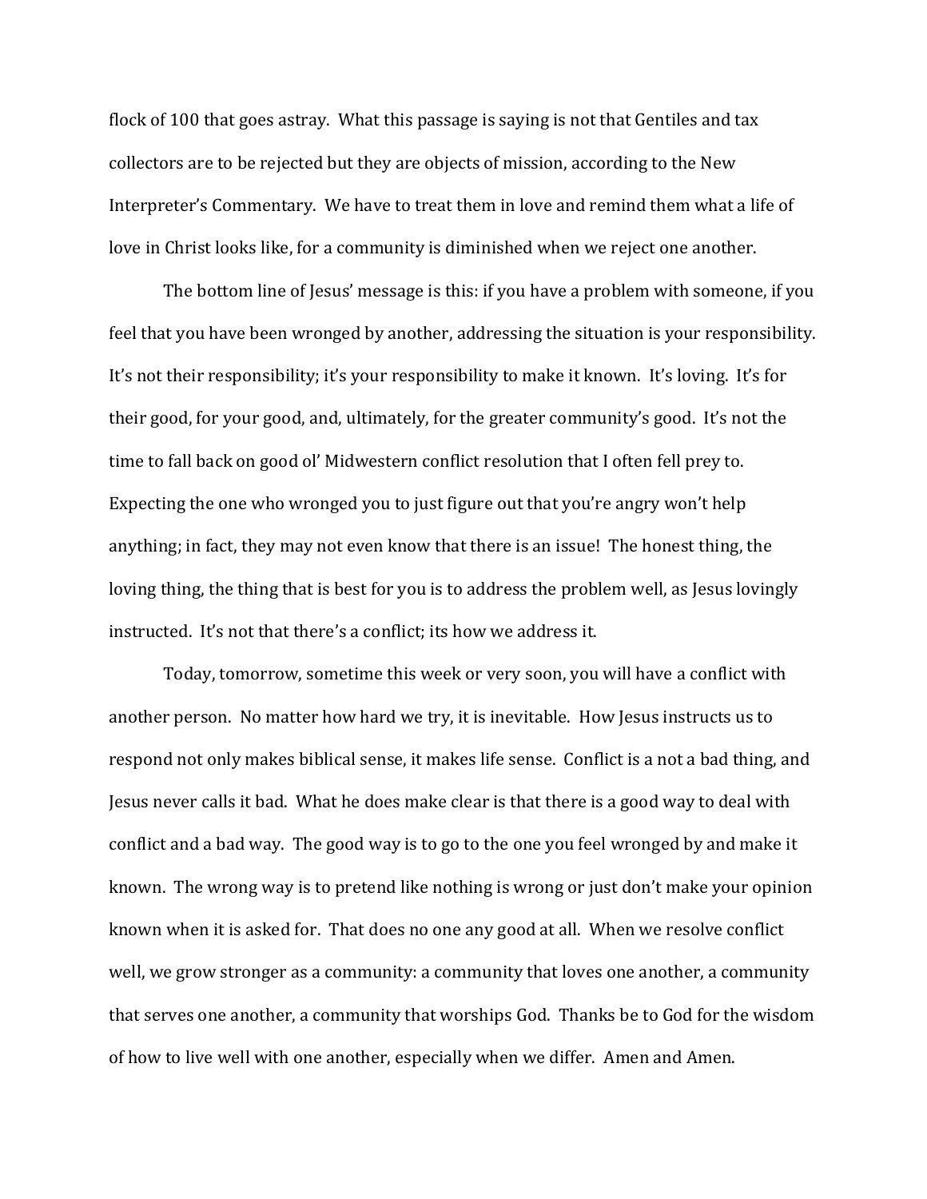flock of 100 that goes astray. What this passage is saying is not that Gentiles and tax collectors are to be rejected but they are objects of mission, according to the New Interpreter's Commentary. We have to treat them in love and remind them what a life of love in Christ looks like, for a community is diminished when we reject one another.

The bottom line of Jesus' message is this: if you have a problem with someone, if you feel that you have been wronged by another, addressing the situation is your responsibility. It's not their responsibility; it's your responsibility to make it known. It's loving. It's for their good, for your good, and, ultimately, for the greater community's good. It's not the time to fall back on good ol' Midwestern conflict resolution that I often fell prey to. Expecting the one who wronged you to just figure out that you're angry won't help anything; in fact, they may not even know that there is an issue! The honest thing, the loving thing, the thing that is best for you is to address the problem well, as Jesus lovingly instructed. It's not that there's a conflict; its how we address it.

Today, tomorrow, sometime this week or very soon, you will have a conflict with another person. No matter how hard we try, it is inevitable. How Jesus instructs us to respond not only makes biblical sense, it makes life sense. Conflict is a not a bad thing, and Jesus never calls it bad. What he does make clear is that there is a good way to deal with conflict and a bad way. The good way is to go to the one you feel wronged by and make it known. The wrong way is to pretend like nothing is wrong or just don't make your opinion known when it is asked for. That does no one any good at all. When we resolve conflict well, we grow stronger as a community: a community that loves one another, a community that serves one another, a community that worships God. Thanks be to God for the wisdom of how to live well with one another, especially when we differ. Amen and Amen.